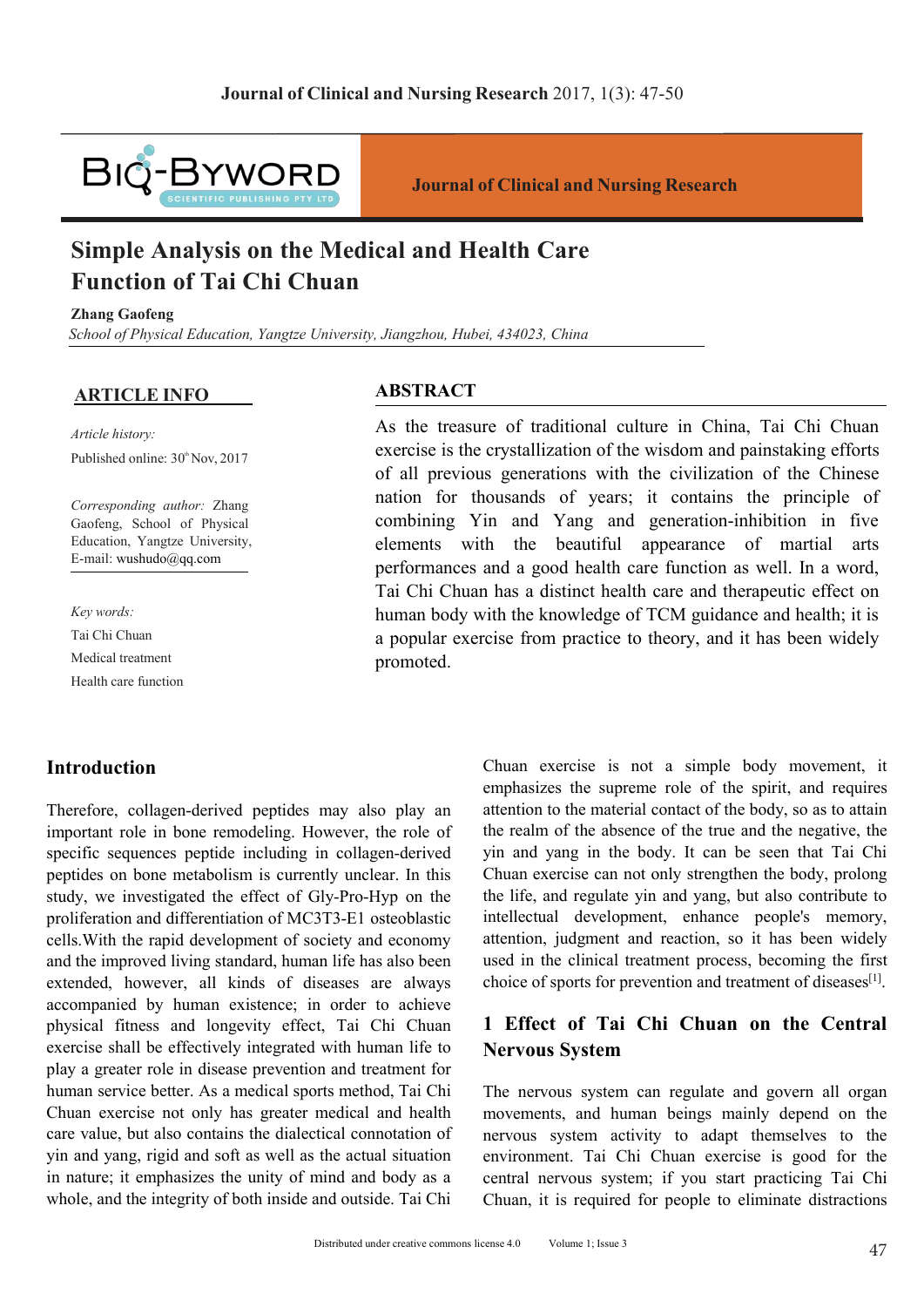# Simple Analysis on the Medical and Health Care Function of Tai Chi Chuan

**Zhang Gaofeng**

*School of Physical Education, Yangtze University, Jiangzhou, Hubei, 434023, China*

## ARTICLE INFO

*Article history:*

Published online: 30th Nov, 2017

*Corresponding author:* Zhang Gaofeng, School of Physical Education, Yangtze University, E-mail: wushudo@qq.com

*Key words:*

Tai Chi Chuan

Medical treatment

Health care function

## ABSTRACT

As the treasure of traditional culture in China, Tai Chi Chuan exercise is the crystallization of the wisdom and painstaking efforts of all previous generations with the civilization of the Chinese nation for thousands of years; it contains the principle of combining Yin and Yang and generation-inhibition in five elements with the beautiful appearance of martial arts performances and a good health care function as well. In a word, Tai Chi Chuan has a distinct health care and therapeutic effect on human body with the knowledge of TCM guidance and health; it is a popular exercise from practice to theory, and it has been widely promoted.

## Introduction

Therefore, collagen-derived peptides may also play an important role in bone remodeling. However, the role of specific sequences peptide including in collagen-derived peptides on bone metabolism is currently unclear. In this study, we investigated the effect of Gly-Pro-Hyp on the proliferation and differentiation of MC3T3-E1 osteoblastic cells.With the rapid development of society and economy and the improved living standard, human life has also been extended, however, all kinds of diseases are always accompanied by human existence; in order to achieve physical fitness and longevity effect, Tai Chi Chuan exercise shall be effectively integrated with human life to play a greater role in disease prevention and treatment for human service better. As a medical sports method, Tai Chi Chuan exercise not only has greater medical and health care value, but also contains the dialectical connotation of yin and yang, rigid and soft as well as the actual situation in nature; it emphasizes the unity of mind and body as a whole, and the integrity of both inside and outside. Tai Chi Chuan exercise is not a simple body movement, it emphasizes the supreme role of the spirit, and requires attention to the material contact of the body, so as to attain the realm of the absence of the true and the negative, the yin and yang in the body. It can be seen that Tai Chi Chuan exercise can not only strengthen the body, prolong the life, and regulate yin and yang, but also contribute to intellectual development, enhance people's memory, attention, judgment and reaction, so it has been widely used in the clinical treatment process, becoming the first choice of sports for prevention and treatment of diseases[1].

## 1 Effect of Tai Chi Chuan on the Central Nervous System

The nervous system can regulate and govern all organ movements, and human beings mainly depend on the nervous system activity to adapt themselves to the environment. Tai Chi Chuan exercise is good for the central nervous system; if you start practicing Tai Chi Chuan, it is required for people to eliminate distractions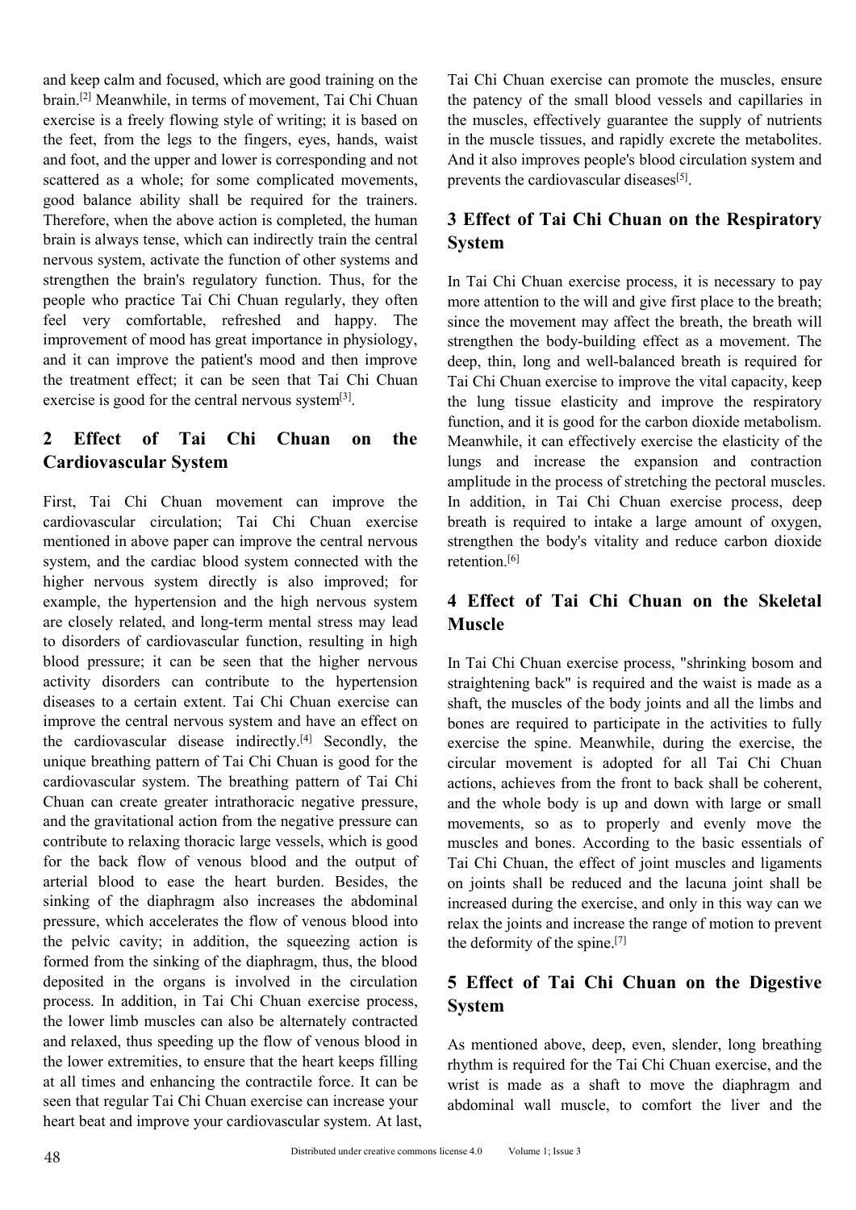and keep calm and focused, which are good training on the brain.[2] Meanwhile, in terms of movement, Tai Chi Chuan exercise is a freely flowing style of writing; it is based on the feet, from the legs to the fingers, eyes, hands, waist and foot, and the upper and lower is corresponding and not scattered as a whole; for some complicated movements, good balance ability shall be required for the trainers. Therefore, when the above action is completed, the human brain is always tense, which can indirectly train the central nervous system, activate the function of other systems and strengthen the brain's regulatory function. Thus, for the people who practice Tai Chi Chuan regularly, they often feel very comfortable, refreshed and happy. The improvement of mood has great importance in physiology, and it can improve the patient's mood and then improve the treatment effect; it can be seen that Tai Chi Chuan exercise is good for the central nervous system[3].

## 2 Effect of Tai Chi Chuan on the Cardiovascular System

First, Tai Chi Chuan movement can improve the cardiovascular circulation; Tai Chi Chuan exercise mentioned in above paper can improve the central nervous system, and the cardiac blood system connected with the higher nervous system directly is also improved; for example, the hypertension and the high nervous system are closely related, and long-term mental stress may lead to disorders of cardiovascular function, resulting in high blood pressure; it can be seen that the higher nervous activity disorders can contribute to the hypertension diseases to a certain extent. Tai Chi Chuan exercise can improve the central nervous system and have an effect on the cardiovascular disease indirectly.[4] Secondly, the unique breathing pattern of Tai Chi Chuan is good for the cardiovascular system. The breathing pattern of Tai Chi Chuan can create greater intrathoracic negative pressure, and the gravitational action from the negative pressure can contribute to relaxing thoracic large vessels, which is good for the back flow of venous blood and the output of arterial blood to ease the heart burden. Besides, the sinking of the diaphragm also increases the abdominal pressure, which accelerates the flow of venous blood into the pelvic cavity; in addition, the squeezing action is formed from the sinking of the diaphragm, thus, the blood deposited in the organs is involved in the circulation process. In addition, in Tai Chi Chuan exercise process, the lower limb muscles can also be alternately contracted and relaxed, thus speeding up the flow of venous blood in the lower extremities, to ensure that the heart keeps filling at all times and enhancing the contractile force. It can be seen that regular Tai Chi Chuan exercise can increase your heart beat and improve your cardiovascular system. At last, Tai Chi Chuan exercise can promote the muscles, ensure the patency of the small blood vessels and capillaries in the muscles, effectively guarantee the supply of nutrients in the muscle tissues, and rapidly excrete the metabolites. And it also improves people's blood circulation system and prevents the cardiovascular diseases[5].

## 3 Effect of Tai Chi Chuan on the Respiratory System

In Tai Chi Chuan exercise process, it is necessary to pay more attention to the will and give first place to the breath; since the movement may affect the breath, the breath will strengthen the body-building effect as a movement. The deep, thin, long and well-balanced breath is required for Tai Chi Chuan exercise to improve the vital capacity, keep the lung tissue elasticity and improve the respiratory function, and it is good for the carbon dioxide metabolism. Meanwhile, it can effectively exercise the elasticity of the lungs and increase the expansion and contraction amplitude in the process of stretching the pectoral muscles. In addition, in Tai Chi Chuan exercise process, deep breath is required to intake a large amount of oxygen, strengthen the body's vitality and reduce carbon dioxide retention.[6]

## 4 Effect of Tai Chi Chuan on the Skeletal Muscle

In Tai Chi Chuan exercise process, "shrinking bosom and straightening back" is required and the waist is made as a shaft, the muscles of the body joints and all the limbs and bones are required to participate in the activities to fully exercise the spine. Meanwhile, during the exercise, the circular movement is adopted for all Tai Chi Chuan actions, achieves from the front to back shall be coherent, and the whole body is up and down with large or small movements, so as to properly and evenly move the muscles and bones. According to the basic essentials of Tai Chi Chuan, the effect of joint muscles and ligaments on joints shall be reduced and the lacuna joint shall be increased during the exercise, and only in this way can we relax the joints and increase the range of motion to prevent the deformity of the spine.[7]

## 5 Effect of Tai Chi Chuan on the Digestive System

As mentioned above, deep, even, slender, long breathing rhythm is required for the Tai Chi Chuan exercise, and the wrist is made as a shaft to move the diaphragm and abdominal wall muscle, to comfort the liver and the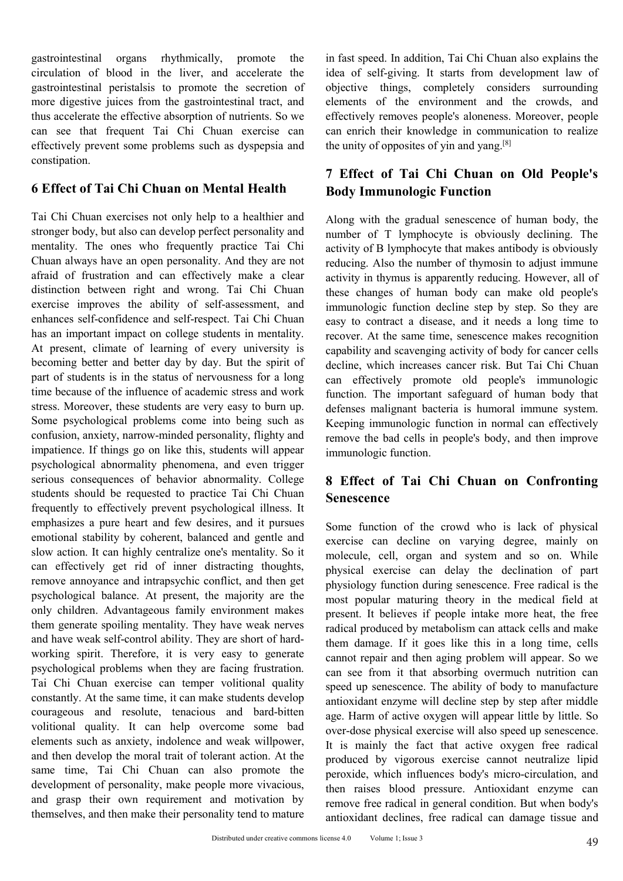gastrointestinal organs rhythmically, promote the circulation of blood in the liver, and accelerate the gastrointestinal peristalsis to promote the secretion of more digestive juices from the gastrointestinal tract, and thus accelerate the effective absorption of nutrients. So we can see that frequent Tai Chi Chuan exercise can effectively prevent some problems such as dyspepsia and constipation.

## 6 Effect of Tai Chi Chuan on Mental Health

Tai Chi Chuan exercises not only help to a healthier and stronger body, but also can develop perfect personality and mentality. The ones who frequently practice Tai Chi Chuan always have an open personality. And they are not afraid of frustration and can effectively make a clear distinction between right and wrong. Tai Chi Chuan exercise improves the ability of self-assessment, and enhances self-confidence and self-respect. Tai Chi Chuan has an important impact on college students in mentality. At present, climate of learning of every university is becoming better and better day by day. But the spirit of part of students is in the status of nervousness for a long time because of the influence of academic stress and work stress. Moreover, these students are very easy to burn up. Some psychological problems come into being such as confusion, anxiety, narrow-minded personality, flighty and impatience. If things go on like this, students will appear psychological abnormality phenomena, and even trigger serious consequences of behavior abnormality. College students should be requested to practice Tai Chi Chuan frequently to effectively prevent psychological illness. It emphasizes a pure heart and few desires, and it pursues emotional stability by coherent, balanced and gentle and slow action. It can highly centralize one's mentality. So it can effectively get rid of inner distracting thoughts, remove annoyance and intrapsychic conflict, and then get psychological balance. At present, the majority are the only children. Advantageous family environment makes them generate spoiling mentality. They have weak nerves and have weak self-control ability. They are short of hard-working spirit. Therefore, it is very easy to generate psychological problems when they are facing frustration. Tai Chi Chuan exercise can temper volitional quality constantly. At the same time, it can make students develop courageous and resolute, tenacious and bard-bitten volitional quality. It can help overcome some bad elements such as anxiety, indolence and weak willpower, and then develop the moral trait of tolerant action. At the same time, Tai Chi Chuan can also promote the development of personality, make people more vivacious, and grasp their own requirement and motivation by themselves, and then make their personality tend to mature in fast speed. In addition, Tai Chi Chuan also explains the idea of self-giving. It starts from development law of objective things, completely considers surrounding elements of the environment and the crowds, and effectively removes people's aloneness. Moreover, people can enrich their knowledge in communication to realize the unity of opposites of yin and yang.[8]

## 7 Effect of Tai Chi Chuan on Old People's Body Immunologic Function

Along with the gradual senescence of human body, the number of T lymphocyte is obviously declining. The activity of B lymphocyte that makes antibody is obviously reducing. Also the number of thymosin to adjust immune activity in thymus is apparently reducing. However, all of these changes of human body can make old people's immunologic function decline step by step. So they are easy to contract a disease, and it needs a long time to recover. At the same time, senescence makes recognition capability and scavenging activity of body for cancer cells decline, which increases cancer risk. But Tai Chi Chuan can effectively promote old people's immunologic function. The important safeguard of human body that defenses malignant bacteria is humoral immune system. Keeping immunologic function in normal can effectively remove the bad cells in people's body, and then improve immunologic function.

## 8 Effect of Tai Chi Chuan on Confronting Senescence

Some function of the crowd who is lack of physical exercise can decline on varying degree, mainly on molecule, cell, organ and system and so on. While physical exercise can delay the declination of part physiology function during senescence. Free radical is the most popular maturing theory in the medical field at present. It believes if people intake more heat, the free radical produced by metabolism can attack cells and make them damage. If it goes like this in a long time, cells cannot repair and then aging problem will appear. So we can see from it that absorbing overmuch nutrition can speed up senescence. The ability of body to manufacture antioxidant enzyme will decline step by step after middle age. Harm of active oxygen will appear little by little. So over-dose physical exercise will also speed up senescence. It is mainly the fact that active oxygen free radical produced by vigorous exercise cannot neutralize lipid peroxide, which influences body's micro-circulation, and then raises blood pressure. Antioxidant enzyme can remove free radical in general condition. But when body's antioxidant declines, free radical can damage tissue and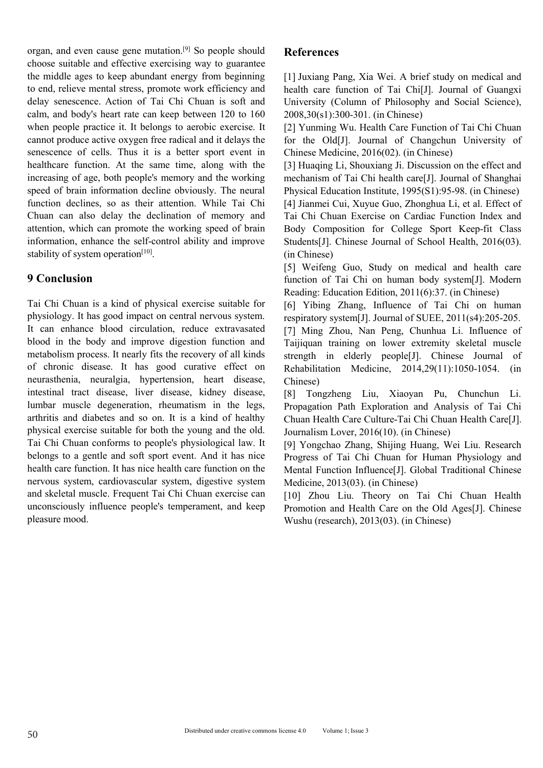organ, and even cause gene mutation.[9] So people should choose suitable and effective exercising way to guarantee the middle ages to keep abundant energy from beginning to end, relieve mental stress, promote work efficiency and delay senescence. Action of Tai Chi Chuan is soft and calm, and body's heart rate can keep between 120 to 160 when people practice it. It belongs to aerobic exercise. It cannot produce active oxygen free radical and it delays the senescence of cells. Thus it is a better sport event in healthcare function. At the same time, along with the increasing of age, both people's memory and the working speed of brain information decline obviously. The neural function declines, so as their attention. While Tai Chi Chuan can also delay the declination of memory and attention, which can promote the working speed of brain information, enhance the self-control ability and improve stability of system operation[10].

## 9 Conclusion

Tai Chi Chuan is a kind of physical exercise suitable for physiology. It has good impact on central nervous system. It can enhance blood circulation, reduce extravasated blood in the body and improve digestion function and metabolism process. It nearly fits the recovery of all kinds of chronic disease. It has good curative effect on neurasthenia, neuralgia, hypertension, heart disease, intestinal tract disease, liver disease, kidney disease, lumbar muscle degeneration, rheumatism in the legs, arthritis and diabetes and so on. It is a kind of healthy physical exercise suitable for both the young and the old. Tai Chi Chuan conforms to people's physiological law. It belongs to a gentle and soft sport event. And it has nice health care function. It has nice health care function on the nervous system, cardiovascular system, digestive system and skeletal muscle. Frequent Tai Chi Chuan exercise can unconsciously influence people's temperament, and keep pleasure mood.

## References

[1] Juxiang Pang, Xia Wei. A brief study on medical and health care function of Tai Chi[J]. Journal of Guangxi University (Column of Philosophy and Social Science), 2008,30(s1):300-301. (in Chinese)

[2] Yunming Wu. Health Care Function of Tai Chi Chuan for the Old[J]. Journal of Changchun University of Chinese Medicine, 2016(02). (in Chinese)

[3] Huaqing Li, Shouxiang Ji. Discussion on the effect and mechanism of Tai Chi health care[J]. Journal of Shanghai Physical Education Institute, 1995(S1):95-98. (in Chinese)

[4] Jianmei Cui, Xuyue Guo, Zhonghua Li, et al. Effect of Tai Chi Chuan Exercise on Cardiac Function Index and Body Composition for College Sport Keep-fit Class Students[J]. Chinese Journal of School Health, 2016(03). (in Chinese)

[5] Weifeng Guo, Study on medical and health care function of Tai Chi on human body system[J]. Modern Reading: Education Edition, 2011(6):37. (in Chinese)

[6] Yibing Zhang, Influence of Tai Chi on human respiratory system[J]. Journal of SUEE, 2011(s4):205-205.

[7] Ming Zhou, Nan Peng, Chunhua Li. Influence of Taijiquan training on lower extremity skeletal muscle strength in elderly people[J]. Chinese Journal of Rehabilitation Medicine, 2014,29(11):1050-1054. (in Chinese)

[8] Tongzheng Liu, Xiaoyan Pu, Chunchun Li. Propagation Path Exploration and Analysis of Tai Chi Chuan Health Care Culture-Tai Chi Chuan Health Care[J]. Journalism Lover, 2016(10). (in Chinese)

[9] Yongchao Zhang, Shijing Huang, Wei Liu. Research Progress of Tai Chi Chuan for Human Physiology and Mental Function Influence[J]. Global Traditional Chinese Medicine, 2013(03). (in Chinese)

[10] Zhou Liu. Theory on Tai Chi Chuan Health Promotion and Health Care on the Old Ages[J]. Chinese Wushu (research), 2013(03). (in Chinese)